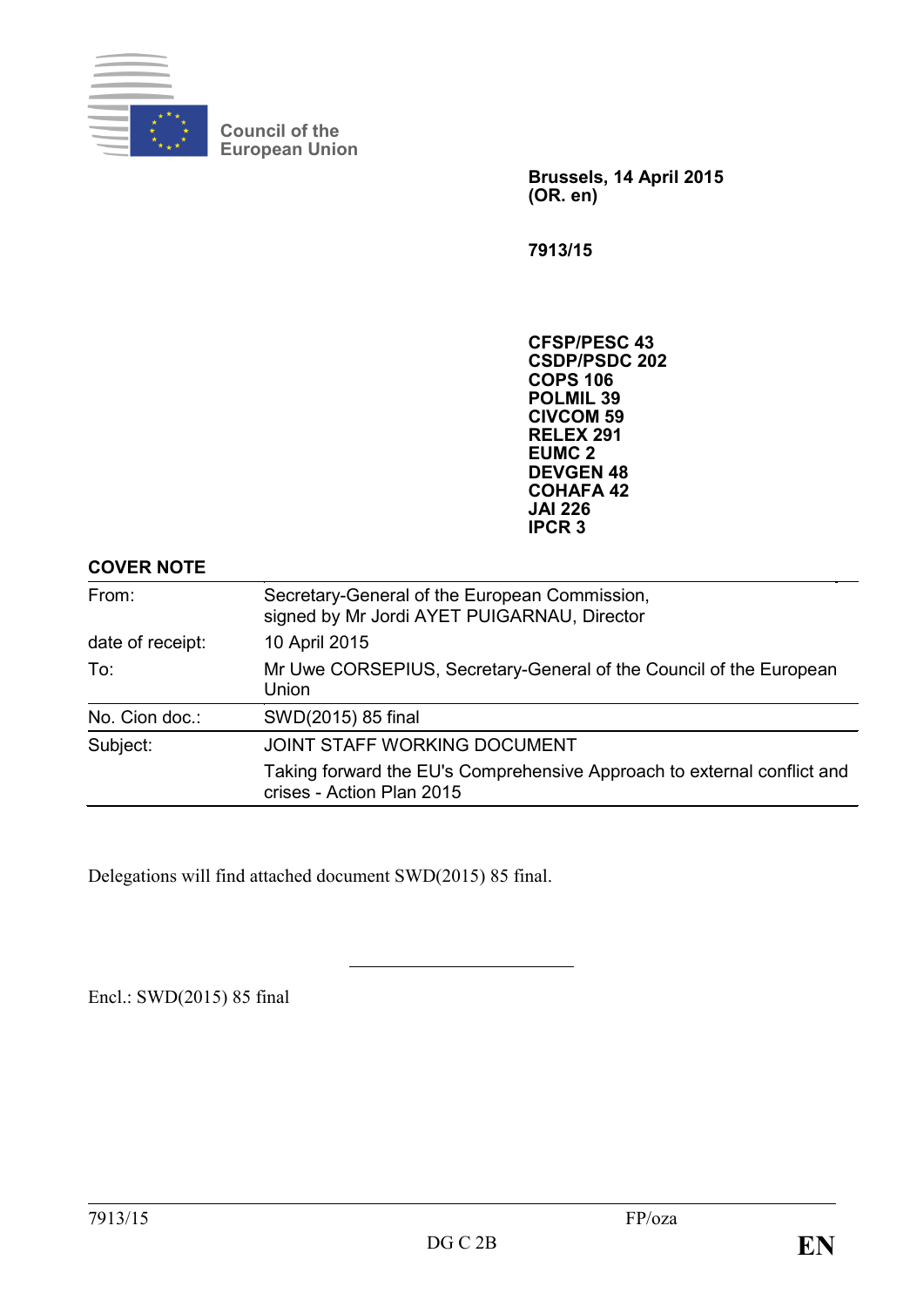Council of the
European Union

**Brussels, 14 April 2015**
**(OR. en)**

**7913/15**

**CFSP/PESC 43**
**CSDP/PSDC 202**
**COPS 106**
**POLMIL 39**
**CIVCOM 59**
**RELEX 291**
**EUMC 2**
**DEVGEN 48**
**COHAFA 42**
**JAI 226**
**IPCR 3**

**COVER NOTE**

| | |
|---|---|
| From: | Secretary-General of the European Commission, signed by Mr Jordi AYET PUIGARNAU, Director |
| date of receipt: | 10 April 2015 |
| To: | Mr Uwe CORSEPIUS, Secretary-General of the Council of the European Union |
| No. Cion doc.: | SWD(2015) 85 final |
| Subject: | JOINT STAFF WORKING DOCUMENT<br>Taking forward the EU's Comprehensive Approach to external conflict and crises - Action Plan 2015 |

Delegations will find attached document SWD(2015) 85 final.

Encl.: SWD(2015) 85 final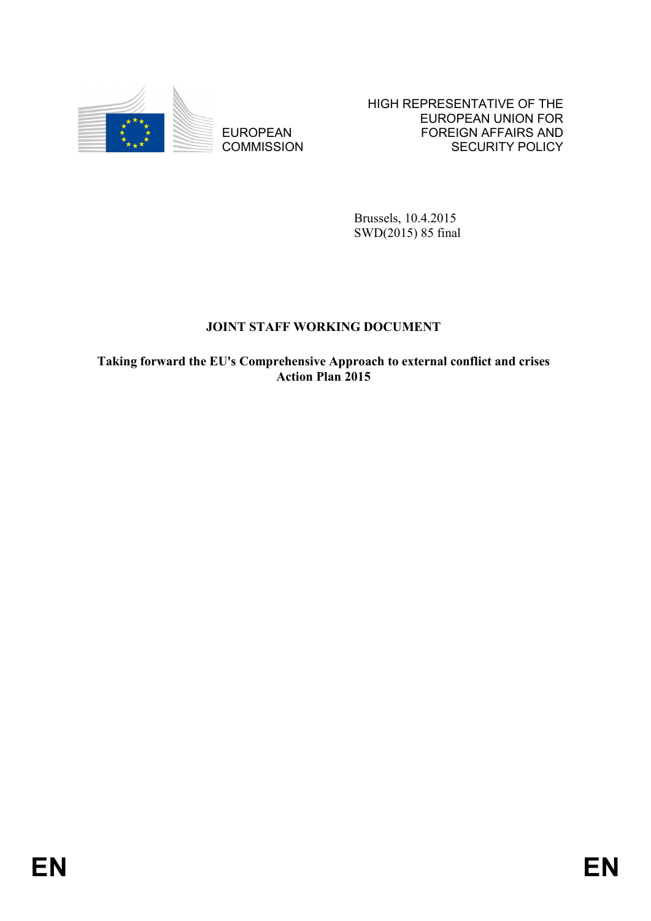EUROPEAN COMMISSION

HIGH REPRESENTATIVE OF THE EUROPEAN UNION FOR FOREIGN AFFAIRS AND SECURITY POLICY

Brussels, 10.4.2015
SWD(2015) 85 final

**JOINT STAFF WORKING DOCUMENT**

**Taking forward the EU's Comprehensive Approach to external conflict and crises Action Plan 2015**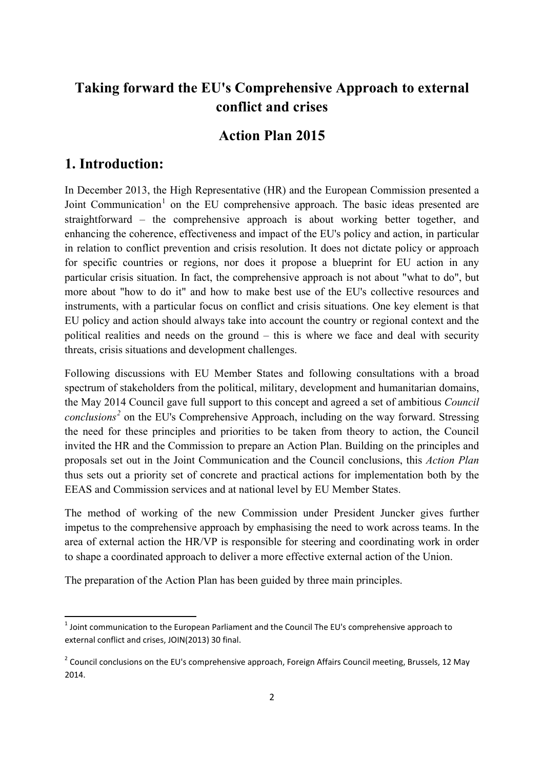# Taking forward the EU's Comprehensive Approach to external conflict and crises

## Action Plan 2015

# 1. Introduction:

In December 2013, the High Representative (HR) and the European Commission presented a Joint Communication[1] on the EU comprehensive approach. The basic ideas presented are straightforward – the comprehensive approach is about working better together, and enhancing the coherence, effectiveness and impact of the EU's policy and action, in particular in relation to conflict prevention and crisis resolution. It does not dictate policy or approach for specific countries or regions, nor does it propose a blueprint for EU action in any particular crisis situation. In fact, the comprehensive approach is not about "what to do", but more about "how to do it" and how to make best use of the EU's collective resources and instruments, with a particular focus on conflict and crisis situations. One key element is that EU policy and action should always take into account the country or regional context and the political realities and needs on the ground – this is where we face and deal with security threats, crisis situations and development challenges.

Following discussions with EU Member States and following consultations with a broad spectrum of stakeholders from the political, military, development and humanitarian domains, the May 2014 Council gave full support to this concept and agreed a set of ambitious *Council conclusions*[2] on the EU's Comprehensive Approach, including on the way forward. Stressing the need for these principles and priorities to be taken from theory to action, the Council invited the HR and the Commission to prepare an Action Plan. Building on the principles and proposals set out in the Joint Communication and the Council conclusions, this *Action Plan* thus sets out a priority set of concrete and practical actions for implementation both by the EEAS and Commission services and at national level by EU Member States.

The method of working of the new Commission under President Juncker gives further impetus to the comprehensive approach by emphasising the need to work across teams. In the area of external action the HR/VP is responsible for steering and coordinating work in order to shape a coordinated approach to deliver a more effective external action of the Union.

The preparation of the Action Plan has been guided by three main principles.

---

[1] Joint communication to the European Parliament and the Council The EU's comprehensive approach to external conflict and crises, JOIN(2013) 30 final.

[2] Council conclusions on the EU's comprehensive approach, Foreign Affairs Council meeting, Brussels, 12 May 2014.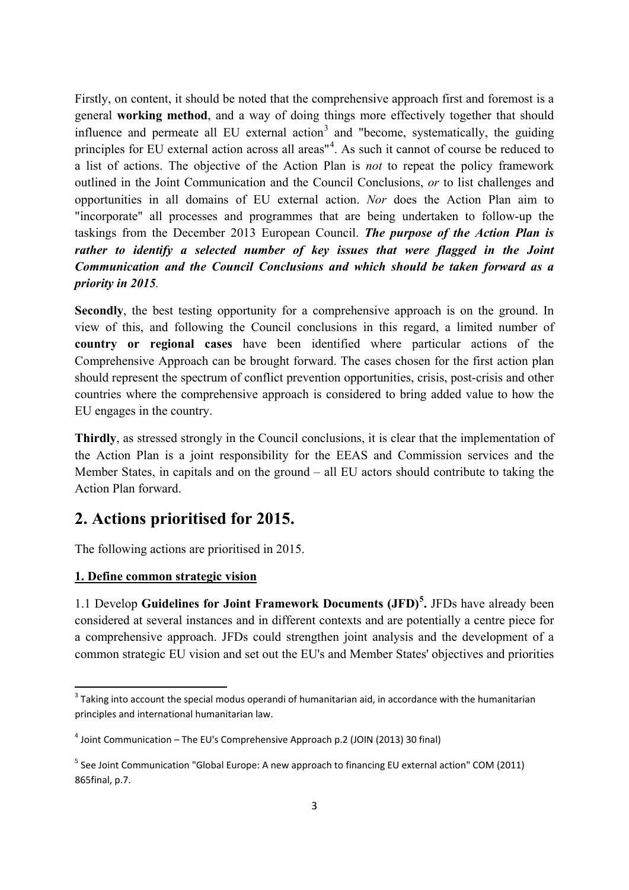Firstly, on content, it should be noted that the comprehensive approach first and foremost is a general **working method**, and a way of doing things more effectively together that should influence and permeate all EU external action[3] and "become, systematically, the guiding principles for EU external action across all areas"[4]. As such it cannot of course be reduced to a list of actions. The objective of the Action Plan is *not* to repeat the policy framework outlined in the Joint Communication and the Council Conclusions, *or* to list challenges and opportunities in all domains of EU external action. *Nor* does the Action Plan aim to "incorporate" all processes and programmes that are being undertaken to follow-up the taskings from the December 2013 European Council. ***The purpose of the Action Plan is rather to identify a selected number of key issues that were flagged in the Joint Communication and the Council Conclusions and which should be taken forward as a priority in 2015***.

**Secondly**, the best testing opportunity for a comprehensive approach is on the ground. In view of this, and following the Council conclusions in this regard, a limited number of **country or regional cases** have been identified where particular actions of the Comprehensive Approach can be brought forward. The cases chosen for the first action plan should represent the spectrum of conflict prevention opportunities, crisis, post-crisis and other countries where the comprehensive approach is considered to bring added value to how the EU engages in the country.

**Thirdly**, as stressed strongly in the Council conclusions, it is clear that the implementation of the Action Plan is a joint responsibility for the EEAS and Commission services and the Member States, in capitals and on the ground – all EU actors should contribute to taking the Action Plan forward.

## 2. Actions prioritised for 2015.

The following actions are prioritised in 2015.

**1. Define common strategic vision**

1.1 Develop **Guidelines for Joint Framework Documents (JFD)[5].** JFDs have already been considered at several instances and in different contexts and are potentially a centre piece for a comprehensive approach. JFDs could strengthen joint analysis and the development of a common strategic EU vision and set out the EU's and Member States' objectives and priorities

---

[3] Taking into account the special modus operandi of humanitarian aid, in accordance with the humanitarian principles and international humanitarian law.

[4] Joint Communication – The EU's Comprehensive Approach p.2 (JOIN (2013) 30 final)

[5] See Joint Communication "Global Europe: A new approach to financing EU external action" COM (2011) 865final, p.7.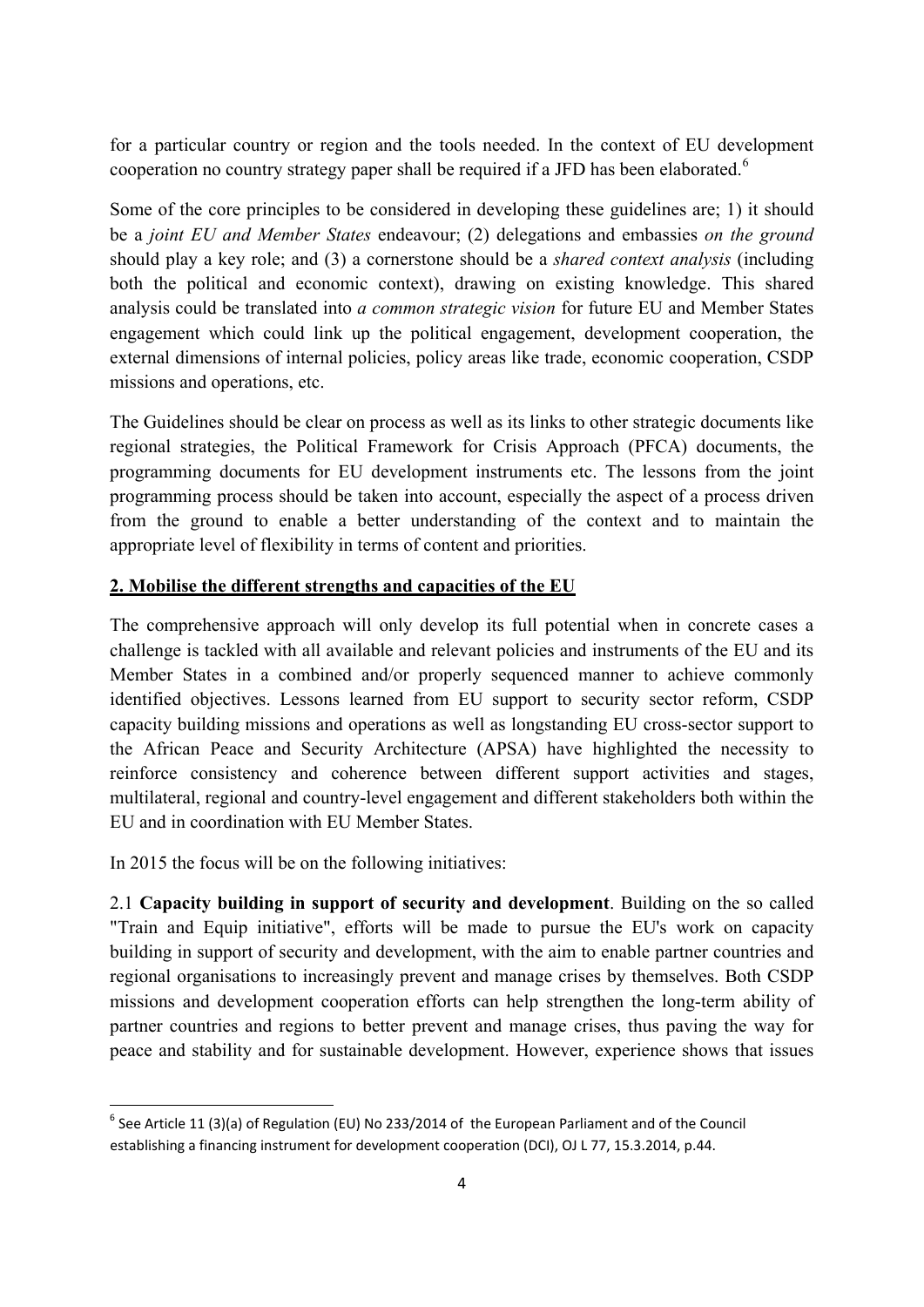for a particular country or region and the tools needed. In the context of EU development cooperation no country strategy paper shall be required if a JFD has been elaborated.[6]

Some of the core principles to be considered in developing these guidelines are; 1) it should be a *joint EU and Member States* endeavour; (2) delegations and embassies *on the ground* should play a key role; and (3) a cornerstone should be a *shared context analysis* (including both the political and economic context), drawing on existing knowledge. This shared analysis could be translated into *a common strategic vision* for future EU and Member States engagement which could link up the political engagement, development cooperation, the external dimensions of internal policies, policy areas like trade, economic cooperation, CSDP missions and operations, etc.

The Guidelines should be clear on process as well as its links to other strategic documents like regional strategies, the Political Framework for Crisis Approach (PFCA) documents, the programming documents for EU development instruments etc. The lessons from the joint programming process should be taken into account, especially the aspect of a process driven from the ground to enable a better understanding of the context and to maintain the appropriate level of flexibility in terms of content and priorities.

## 2. Mobilise the different strengths and capacities of the EU

The comprehensive approach will only develop its full potential when in concrete cases a challenge is tackled with all available and relevant policies and instruments of the EU and its Member States in a combined and/or properly sequenced manner to achieve commonly identified objectives. Lessons learned from EU support to security sector reform, CSDP capacity building missions and operations as well as longstanding EU cross-sector support to the African Peace and Security Architecture (APSA) have highlighted the necessity to reinforce consistency and coherence between different support activities and stages, multilateral, regional and country-level engagement and different stakeholders both within the EU and in coordination with EU Member States.

In 2015 the focus will be on the following initiatives:

2.1 **Capacity building in support of security and development**. Building on the so called "Train and Equip initiative", efforts will be made to pursue the EU's work on capacity building in support of security and development, with the aim to enable partner countries and regional organisations to increasingly prevent and manage crises by themselves. Both CSDP missions and development cooperation efforts can help strengthen the long-term ability of partner countries and regions to better prevent and manage crises, thus paving the way for peace and stability and for sustainable development. However, experience shows that issues

---

[6] See Article 11 (3)(a) of Regulation (EU) No 233/2014 of the European Parliament and of the Council establishing a financing instrument for development cooperation (DCI), OJ L 77, 15.3.2014, p.44.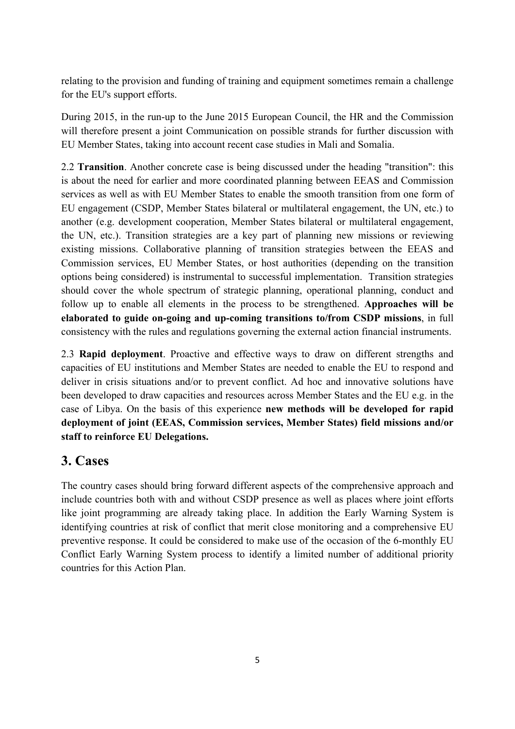relating to the provision and funding of training and equipment sometimes remain a challenge for the EU's support efforts.

During 2015, in the run-up to the June 2015 European Council, the HR and the Commission will therefore present a joint Communication on possible strands for further discussion with EU Member States, taking into account recent case studies in Mali and Somalia.

2.2 **Transition**. Another concrete case is being discussed under the heading "transition": this is about the need for earlier and more coordinated planning between EEAS and Commission services as well as with EU Member States to enable the smooth transition from one form of EU engagement (CSDP, Member States bilateral or multilateral engagement, the UN, etc.) to another (e.g. development cooperation, Member States bilateral or multilateral engagement, the UN, etc.). Transition strategies are a key part of planning new missions or reviewing existing missions. Collaborative planning of transition strategies between the EEAS and Commission services, EU Member States, or host authorities (depending on the transition options being considered) is instrumental to successful implementation. Transition strategies should cover the whole spectrum of strategic planning, operational planning, conduct and follow up to enable all elements in the process to be strengthened. **Approaches will be elaborated to guide on-going and up-coming transitions to/from CSDP missions**, in full consistency with the rules and regulations governing the external action financial instruments.

2.3 **Rapid deployment**. Proactive and effective ways to draw on different strengths and capacities of EU institutions and Member States are needed to enable the EU to respond and deliver in crisis situations and/or to prevent conflict. Ad hoc and innovative solutions have been developed to draw capacities and resources across Member States and the EU e.g. in the case of Libya. On the basis of this experience **new methods will be developed for rapid deployment of joint (EEAS, Commission services, Member States) field missions and/or staff to reinforce EU Delegations.**

## 3. Cases

The country cases should bring forward different aspects of the comprehensive approach and include countries both with and without CSDP presence as well as places where joint efforts like joint programming are already taking place. In addition the Early Warning System is identifying countries at risk of conflict that merit close monitoring and a comprehensive EU preventive response. It could be considered to make use of the occasion of the 6-monthly EU Conflict Early Warning System process to identify a limited number of additional priority countries for this Action Plan.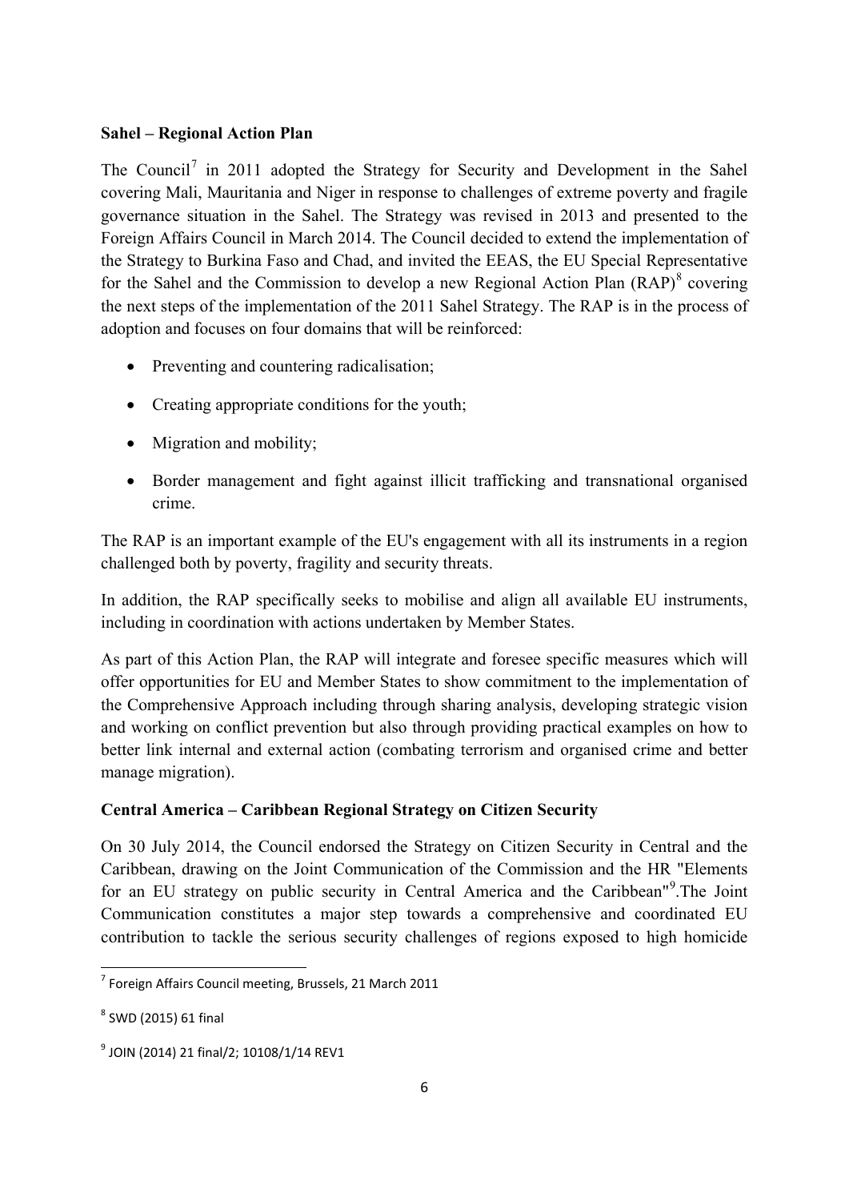**Sahel – Regional Action Plan**

The Council[7] in 2011 adopted the Strategy for Security and Development in the Sahel covering Mali, Mauritania and Niger in response to challenges of extreme poverty and fragile governance situation in the Sahel. The Strategy was revised in 2013 and presented to the Foreign Affairs Council in March 2014. The Council decided to extend the implementation of the Strategy to Burkina Faso and Chad, and invited the EEAS, the EU Special Representative for the Sahel and the Commission to develop a new Regional Action Plan (RAP)[8] covering the next steps of the implementation of the 2011 Sahel Strategy. The RAP is in the process of adoption and focuses on four domains that will be reinforced:

- Preventing and countering radicalisation;
- Creating appropriate conditions for the youth;
- Migration and mobility;
- Border management and fight against illicit trafficking and transnational organised crime.

The RAP is an important example of the EU's engagement with all its instruments in a region challenged both by poverty, fragility and security threats.

In addition, the RAP specifically seeks to mobilise and align all available EU instruments, including in coordination with actions undertaken by Member States.

As part of this Action Plan, the RAP will integrate and foresee specific measures which will offer opportunities for EU and Member States to show commitment to the implementation of the Comprehensive Approach including through sharing analysis, developing strategic vision and working on conflict prevention but also through providing practical examples on how to better link internal and external action (combating terrorism and organised crime and better manage migration).

**Central America – Caribbean Regional Strategy on Citizen Security**

On 30 July 2014, the Council endorsed the Strategy on Citizen Security in Central and the Caribbean, drawing on the Joint Communication of the Commission and the HR "Elements for an EU strategy on public security in Central America and the Caribbean"[9].The Joint Communication constitutes a major step towards a comprehensive and coordinated EU contribution to tackle the serious security challenges of regions exposed to high homicide

[7] Foreign Affairs Council meeting, Brussels, 21 March 2011

[8] SWD (2015) 61 final

[9] JOIN (2014) 21 final/2; 10108/1/14 REV1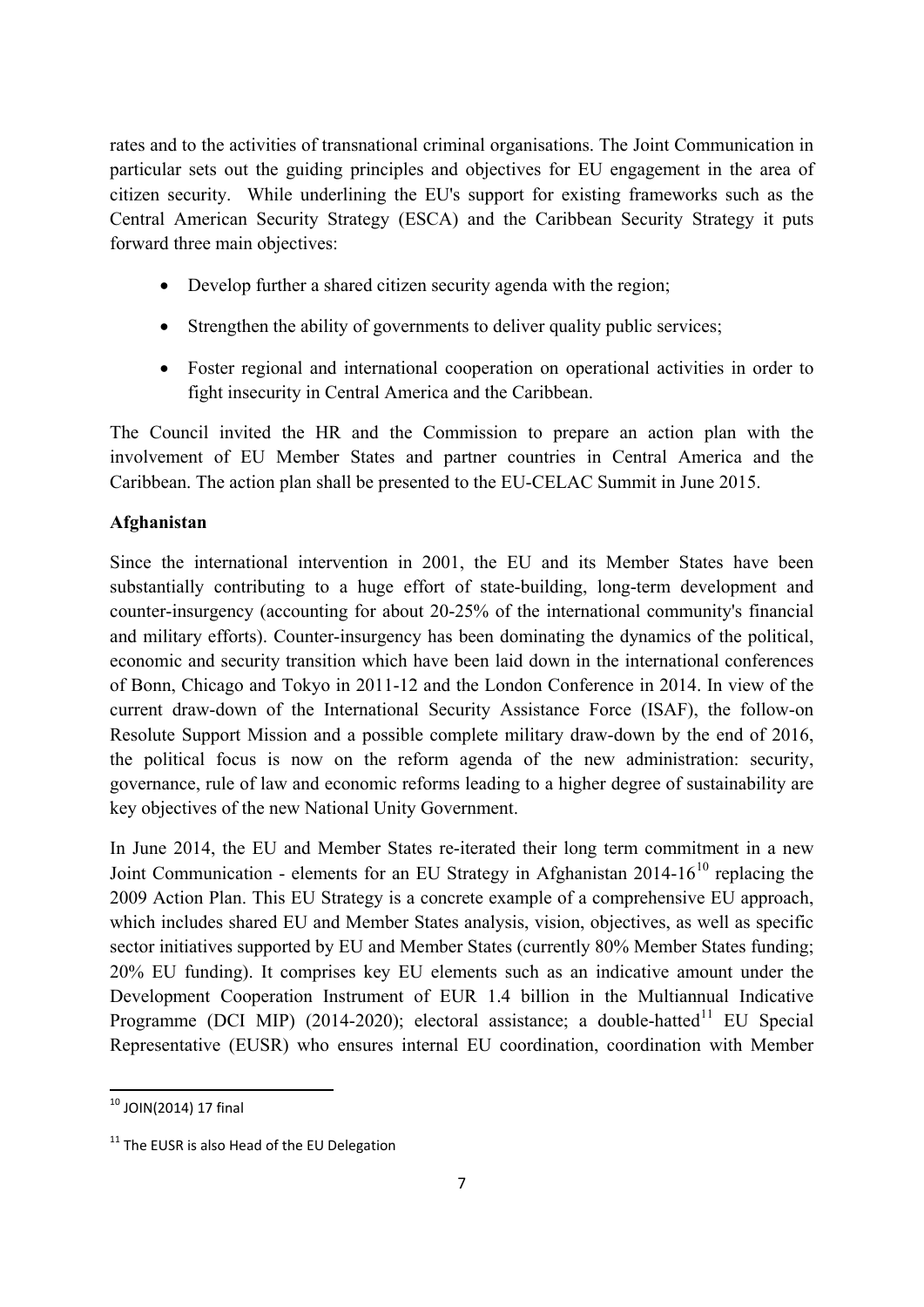rates and to the activities of transnational criminal organisations. The Joint Communication in particular sets out the guiding principles and objectives for EU engagement in the area of citizen security. While underlining the EU's support for existing frameworks such as the Central American Security Strategy (ESCA) and the Caribbean Security Strategy it puts forward three main objectives:

- Develop further a shared citizen security agenda with the region;
- Strengthen the ability of governments to deliver quality public services;
- Foster regional and international cooperation on operational activities in order to fight insecurity in Central America and the Caribbean.

The Council invited the HR and the Commission to prepare an action plan with the involvement of EU Member States and partner countries in Central America and the Caribbean. The action plan shall be presented to the EU-CELAC Summit in June 2015.

**Afghanistan**

Since the international intervention in 2001, the EU and its Member States have been substantially contributing to a huge effort of state-building, long-term development and counter-insurgency (accounting for about 20-25% of the international community's financial and military efforts). Counter-insurgency has been dominating the dynamics of the political, economic and security transition which have been laid down in the international conferences of Bonn, Chicago and Tokyo in 2011-12 and the London Conference in 2014. In view of the current draw-down of the International Security Assistance Force (ISAF), the follow-on Resolute Support Mission and a possible complete military draw-down by the end of 2016, the political focus is now on the reform agenda of the new administration: security, governance, rule of law and economic reforms leading to a higher degree of sustainability are key objectives of the new National Unity Government.

In June 2014, the EU and Member States re-iterated their long term commitment in a new Joint Communication - elements for an EU Strategy in Afghanistan 2014-16[10] replacing the 2009 Action Plan. This EU Strategy is a concrete example of a comprehensive EU approach, which includes shared EU and Member States analysis, vision, objectives, as well as specific sector initiatives supported by EU and Member States (currently 80% Member States funding; 20% EU funding). It comprises key EU elements such as an indicative amount under the Development Cooperation Instrument of EUR 1.4 billion in the Multiannual Indicative Programme (DCI MIP) (2014-2020); electoral assistance; a double-hatted[11] EU Special Representative (EUSR) who ensures internal EU coordination, coordination with Member

[10] JOIN(2014) 17 final

[11] The EUSR is also Head of the EU Delegation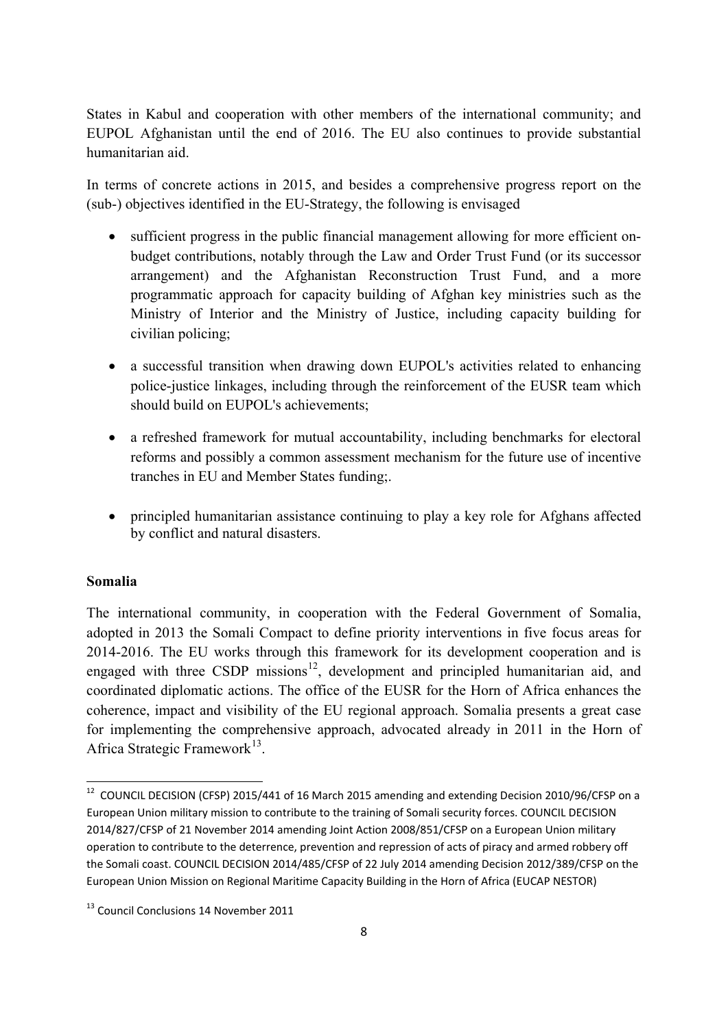States in Kabul and cooperation with other members of the international community; and EUPOL Afghanistan until the end of 2016. The EU also continues to provide substantial humanitarian aid.

In terms of concrete actions in 2015, and besides a comprehensive progress report on the (sub-) objectives identified in the EU-Strategy, the following is envisaged

- sufficient progress in the public financial management allowing for more efficient on-budget contributions, notably through the Law and Order Trust Fund (or its successor arrangement) and the Afghanistan Reconstruction Trust Fund, and a more programmatic approach for capacity building of Afghan key ministries such as the Ministry of Interior and the Ministry of Justice, including capacity building for civilian policing;
- a successful transition when drawing down EUPOL's activities related to enhancing police-justice linkages, including through the reinforcement of the EUSR team which should build on EUPOL's achievements;
- a refreshed framework for mutual accountability, including benchmarks for electoral reforms and possibly a common assessment mechanism for the future use of incentive tranches in EU and Member States funding;.
- principled humanitarian assistance continuing to play a key role for Afghans affected by conflict and natural disasters.

**Somalia**

The international community, in cooperation with the Federal Government of Somalia, adopted in 2013 the Somali Compact to define priority interventions in five focus areas for 2014-2016. The EU works through this framework for its development cooperation and is engaged with three CSDP missions[12], development and principled humanitarian aid, and coordinated diplomatic actions. The office of the EUSR for the Horn of Africa enhances the coherence, impact and visibility of the EU regional approach. Somalia presents a great case for implementing the comprehensive approach, advocated already in 2011 in the Horn of Africa Strategic Framework[13].

---

[12] COUNCIL DECISION (CFSP) 2015/441 of 16 March 2015 amending and extending Decision 2010/96/CFSP on a European Union military mission to contribute to the training of Somali security forces. COUNCIL DECISION 2014/827/CFSP of 21 November 2014 amending Joint Action 2008/851/CFSP on a European Union military operation to contribute to the deterrence, prevention and repression of acts of piracy and armed robbery off the Somali coast. COUNCIL DECISION 2014/485/CFSP of 22 July 2014 amending Decision 2012/389/CFSP on the European Union Mission on Regional Maritime Capacity Building in the Horn of Africa (EUCAP NESTOR)

[13] Council Conclusions 14 November 2011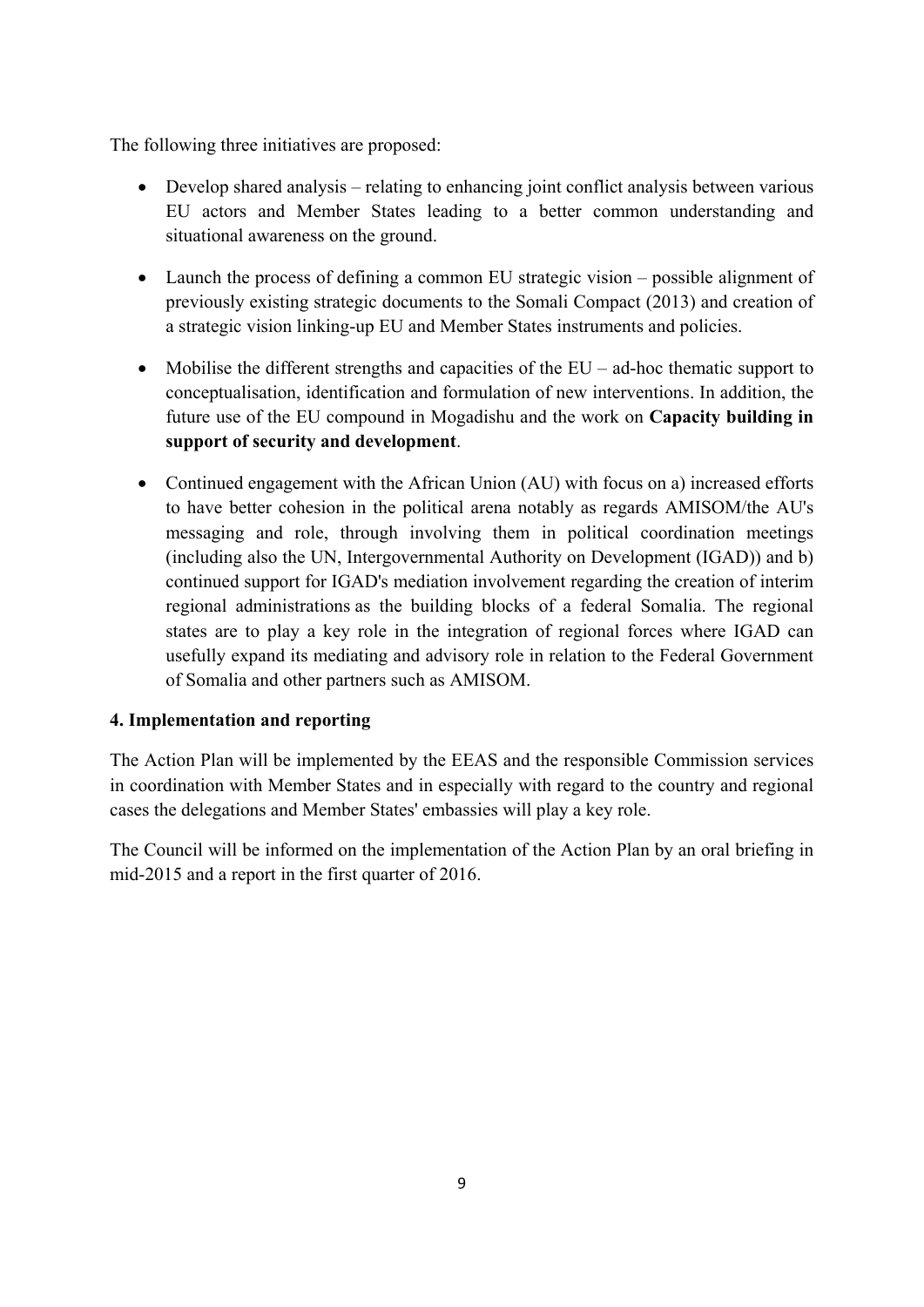The following three initiatives are proposed:

- Develop shared analysis – relating to enhancing joint conflict analysis between various EU actors and Member States leading to a better common understanding and situational awareness on the ground.

- Launch the process of defining a common EU strategic vision – possible alignment of previously existing strategic documents to the Somali Compact (2013) and creation of a strategic vision linking-up EU and Member States instruments and policies.

- Mobilise the different strengths and capacities of the EU – ad-hoc thematic support to conceptualisation, identification and formulation of new interventions. In addition, the future use of the EU compound in Mogadishu and the work on **Capacity building in support of security and development**.

- Continued engagement with the African Union (AU) with focus on a) increased efforts to have better cohesion in the political arena notably as regards AMISOM/the AU's messaging and role, through involving them in political coordination meetings (including also the UN, Intergovernmental Authority on Development (IGAD)) and b) continued support for IGAD's mediation involvement regarding the creation of interim regional administrations as the building blocks of a federal Somalia. The regional states are to play a key role in the integration of regional forces where IGAD can usefully expand its mediating and advisory role in relation to the Federal Government of Somalia and other partners such as AMISOM.

**4. Implementation and reporting**

The Action Plan will be implemented by the EEAS and the responsible Commission services in coordination with Member States and in especially with regard to the country and regional cases the delegations and Member States' embassies will play a key role.

The Council will be informed on the implementation of the Action Plan by an oral briefing in mid-2015 and a report in the first quarter of 2016.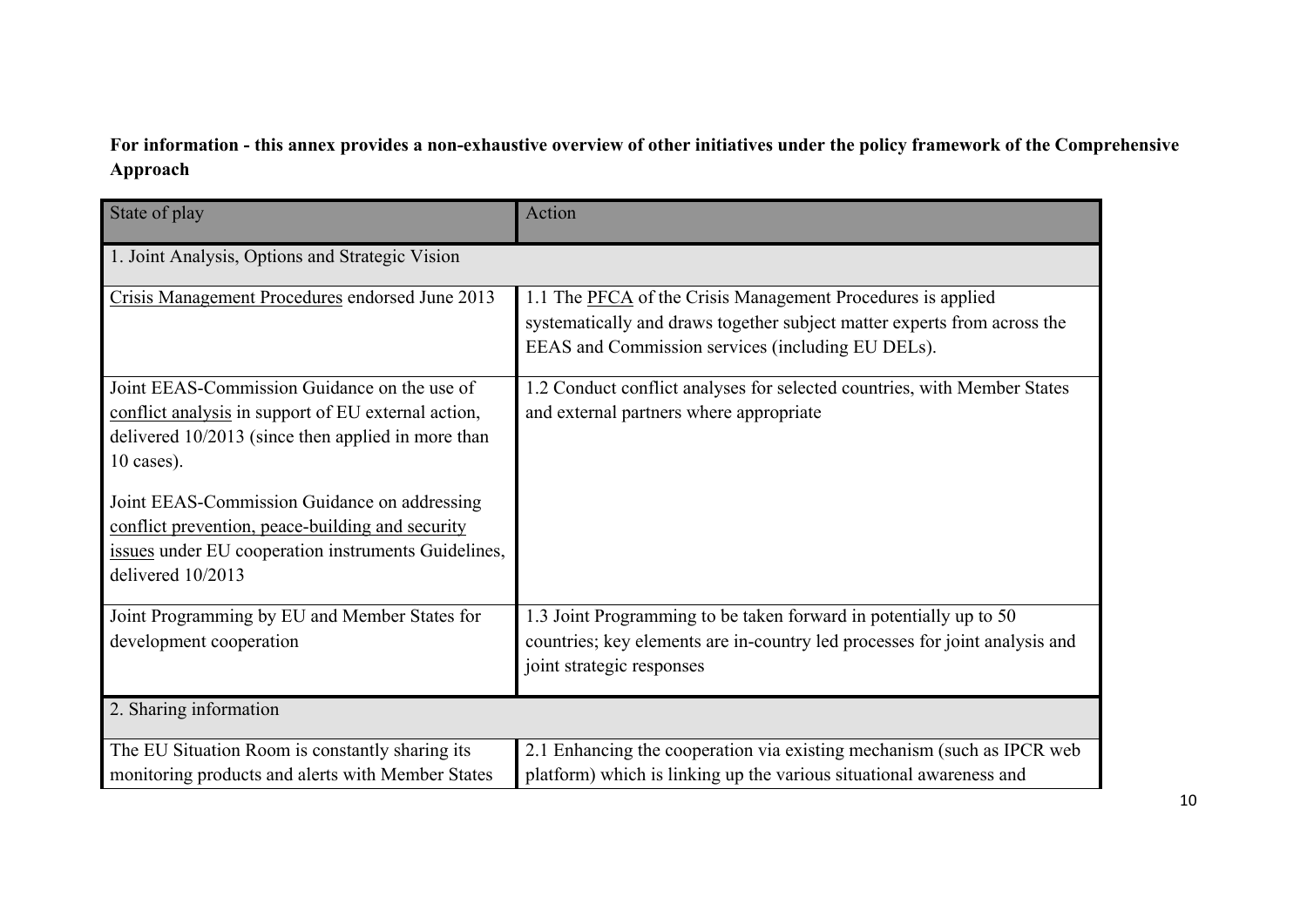**For information - this annex provides a non-exhaustive overview of other initiatives under the policy framework of the Comprehensive Approach**

| State of play | Action |
|---|---|
| 1. Joint Analysis, Options and Strategic Vision | |
| Crisis Management Procedures endorsed June 2013 | 1.1 The PFCA of the Crisis Management Procedures is applied systematically and draws together subject matter experts from across the EEAS and Commission services (including EU DELs). |
| Joint EEAS-Commission Guidance on the use of conflict analysis in support of EU external action, delivered 10/2013 (since then applied in more than 10 cases).<br><br>Joint EEAS-Commission Guidance on addressing conflict prevention, peace-building and security issues under EU cooperation instruments Guidelines, delivered 10/2013 | 1.2 Conduct conflict analyses for selected countries, with Member States and external partners where appropriate |
| Joint Programming by EU and Member States for development cooperation | 1.3 Joint Programming to be taken forward in potentially up to 50 countries; key elements are in-country led processes for joint analysis and joint strategic responses |
| 2. Sharing information | |
| The EU Situation Room is constantly sharing its monitoring products and alerts with Member States | 2.1 Enhancing the cooperation via existing mechanism (such as IPCR web platform) which is linking up the various situational awareness and |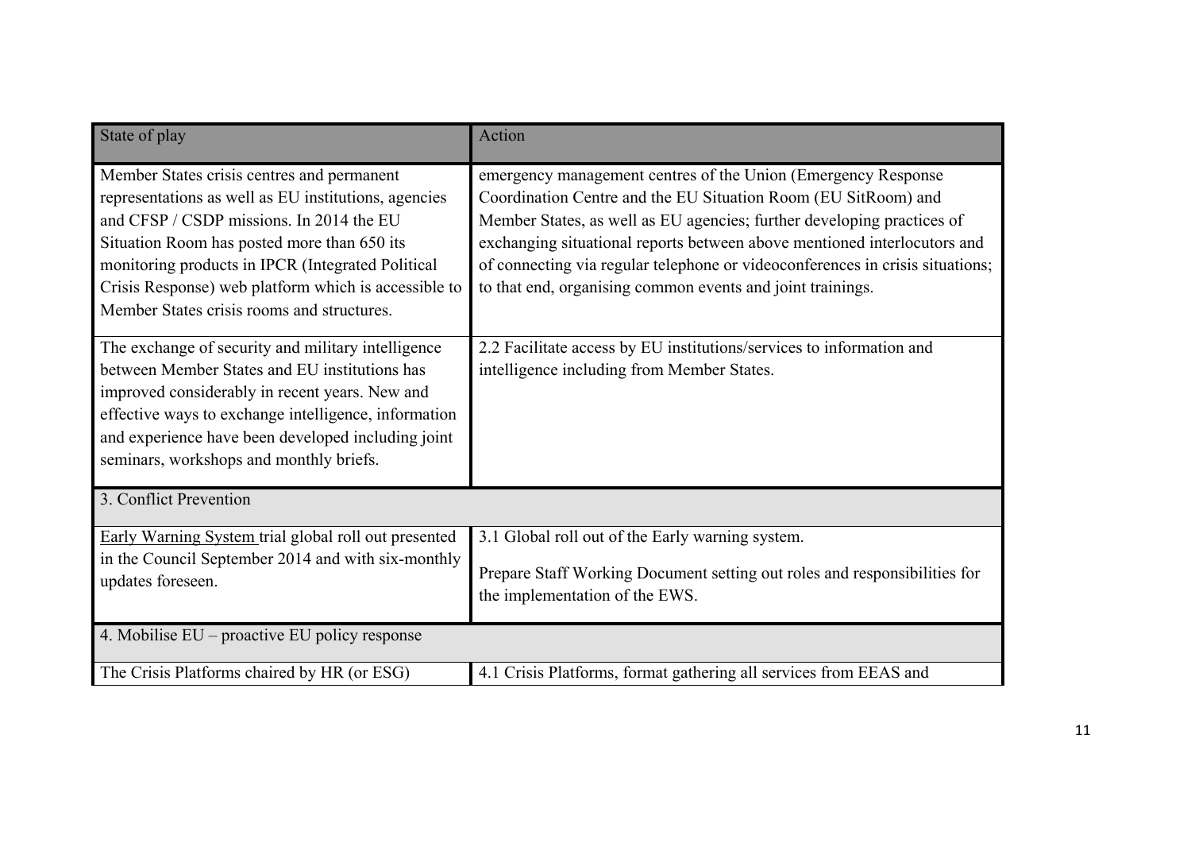| State of play | Action |
| --- | --- |
| Member States crisis centres and permanent representations as well as EU institutions, agencies and CFSP / CSDP missions. In 2014 the EU Situation Room has posted more than 650 its monitoring products in IPCR (Integrated Political Crisis Response) web platform which is accessible to Member States crisis rooms and structures. | emergency management centres of the Union (Emergency Response Coordination Centre and the EU Situation Room (EU SitRoom) and Member States, as well as EU agencies; further developing practices of exchanging situational reports between above mentioned interlocutors and of connecting via regular telephone or videoconferences in crisis situations; to that end, organising common events and joint trainings. |
| The exchange of security and military intelligence between Member States and EU institutions has improved considerably in recent years. New and effective ways to exchange intelligence, information and experience have been developed including joint seminars, workshops and monthly briefs. | 2.2 Facilitate access by EU institutions/services to information and intelligence including from Member States. |
| 3. Conflict Prevention | |
| Early Warning System trial global roll out presented in the Council September 2014 and with six-monthly updates foreseen. | 3.1 Global roll out of the Early warning system.<br><br>Prepare Staff Working Document setting out roles and responsibilities for the implementation of the EWS. |
| 4. Mobilise EU – proactive EU policy response | |
| The Crisis Platforms chaired by HR (or ESG) | 4.1 Crisis Platforms, format gathering all services from EEAS and |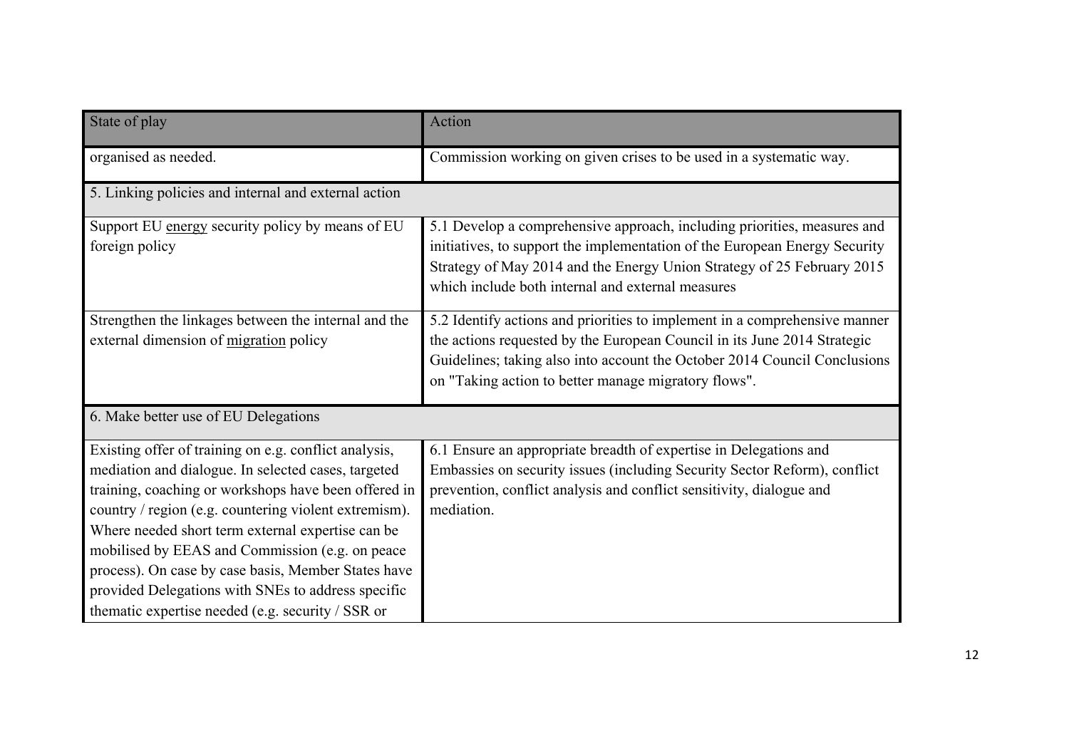| State of play | Action |
|---|---|
| organised as needed. | Commission working on given crises to be used in a systematic way. |
| 5. Linking policies and internal and external action | |
| Support EU energy security policy by means of EU foreign policy | 5.1 Develop a comprehensive approach, including priorities, measures and initiatives, to support the implementation of the European Energy Security Strategy of May 2014 and the Energy Union Strategy of 25 February 2015 which include both internal and external measures |
| Strengthen the linkages between the internal and the external dimension of migration policy | 5.2 Identify actions and priorities to implement in a comprehensive manner the actions requested by the European Council in its June 2014 Strategic Guidelines; taking also into account the October 2014 Council Conclusions on "Taking action to better manage migratory flows". |
| 6. Make better use of EU Delegations | |
| Existing offer of training on e.g. conflict analysis, mediation and dialogue. In selected cases, targeted training, coaching or workshops have been offered in country / region (e.g. countering violent extremism). Where needed short term external expertise can be mobilised by EEAS and Commission (e.g. on peace process). On case by case basis, Member States have provided Delegations with SNEs to address specific thematic expertise needed (e.g. security / SSR or | 6.1 Ensure an appropriate breadth of expertise in Delegations and Embassies on security issues (including Security Sector Reform), conflict prevention, conflict analysis and conflict sensitivity, dialogue and mediation. |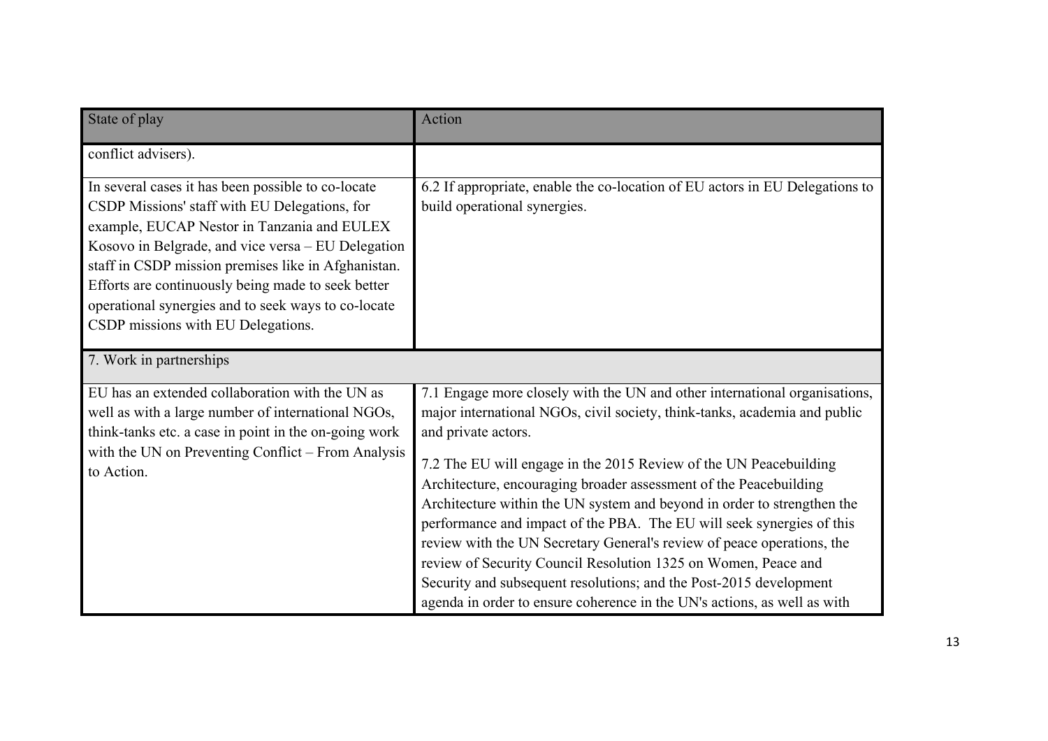| State of play | Action |
| --- | --- |
| conflict advisers). | |
| In several cases it has been possible to co-locate CSDP Missions' staff with EU Delegations, for example, EUCAP Nestor in Tanzania and EULEX Kosovo in Belgrade, and vice versa – EU Delegation staff in CSDP mission premises like in Afghanistan. Efforts are continuously being made to seek better operational synergies and to seek ways to co-locate CSDP missions with EU Delegations. | 6.2 If appropriate, enable the co-location of EU actors in EU Delegations to build operational synergies. |
| 7. Work in partnerships | |
| EU has an extended collaboration with the UN as well as with a large number of international NGOs, think-tanks etc. a case in point in the on-going work with the UN on Preventing Conflict – From Analysis to Action. | 7.1 Engage more closely with the UN and other international organisations, major international NGOs, civil society, think-tanks, academia and public and private actors.<br><br>7.2 The EU will engage in the 2015 Review of the UN Peacebuilding Architecture, encouraging broader assessment of the Peacebuilding Architecture within the UN system and beyond in order to strengthen the performance and impact of the PBA. The EU will seek synergies of this review with the UN Secretary General's review of peace operations, the review of Security Council Resolution 1325 on Women, Peace and Security and subsequent resolutions; and the Post-2015 development agenda in order to ensure coherence in the UN's actions, as well as with |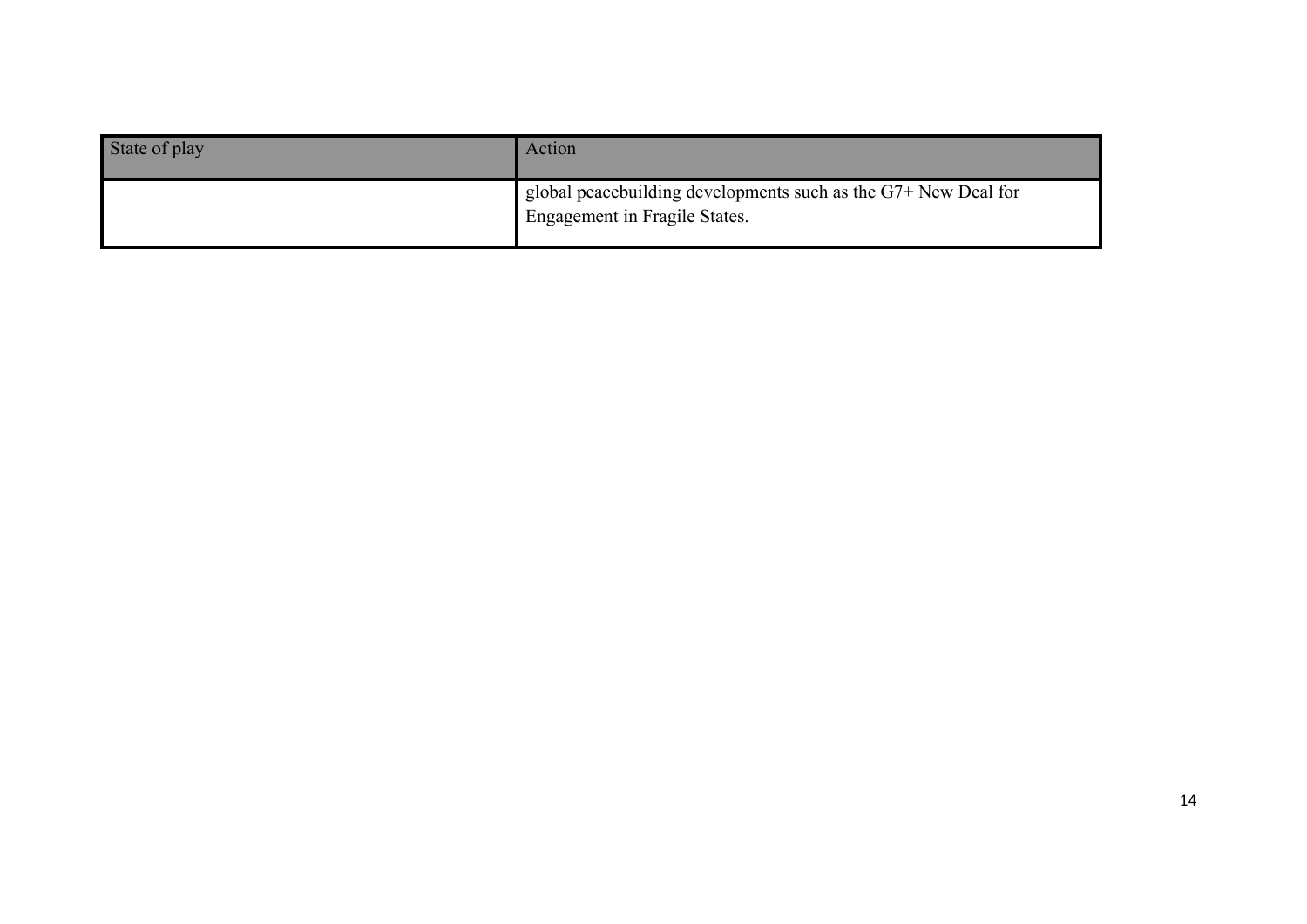| State of play | Action |
| --- | --- |
| | global peacebuilding developments such as the G7+ New Deal for Engagement in Fragile States. |